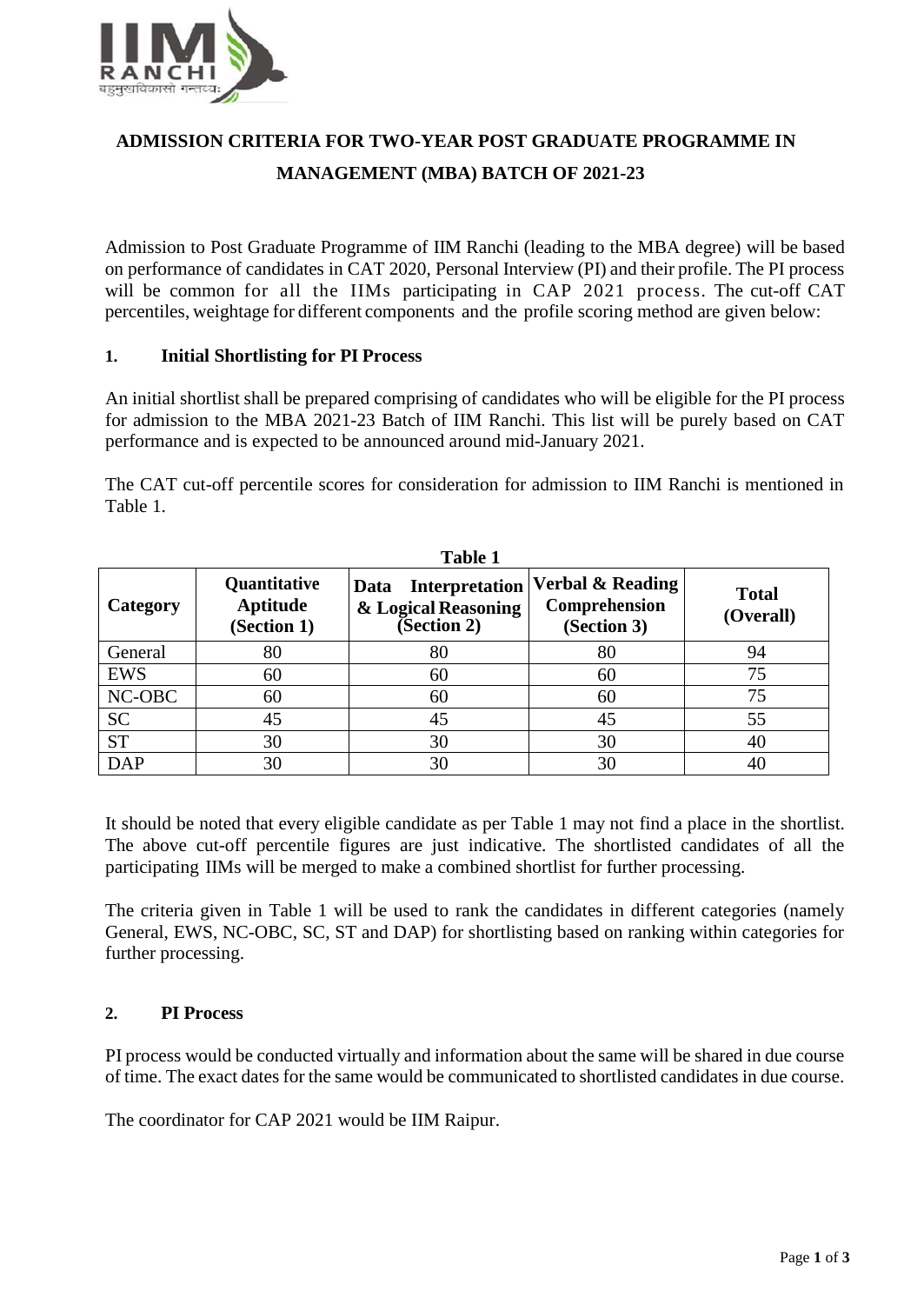# ADMISSION CRITERIA FOR TWO-YEAR POST GRADUATE PROGRAMME IN MANAGEMENT (MBA) BATCH OF 2021-23

Admission to Post Graduate Programme of IIM Ranchi (leading to the MBA degree) will be based on performance of candidates in CAT 2020, Personal Interview (PI) and their profile. The PI process will be common for all the IIMs participating in CAP 2021 process. The cut-off CAT percentiles, weightage for different components and the profile scoring method are given below:

## 1. Initial Shortlisting for PI Process

An initial shortlist shall be prepared comprising of candidates who will be eligible for the PI process for admission to the MBA 2021-23 Batch of IIM Ranchi. This list will be purely based on CAT performance and is expected to be announced around mid-January 2021.

The CAT cut-off percentile scores for consideration for admission to IIM Ranchi is mentioned in Table 1.

**Table 1**

| Category | Quantitative Aptitude (Section 1) | Data Interpretation & Logical Reasoning (Section 2) | Verbal & Reading Comprehension (Section 3) | Total (Overall) |
|---|---|---|---|---|
| General | 80 | 80 | 80 | 94 |
| EWS | 60 | 60 | 60 | 75 |
| NC-OBC | 60 | 60 | 60 | 75 |
| SC | 45 | 45 | 45 | 55 |
| ST | 30 | 30 | 30 | 40 |
| DAP | 30 | 30 | 30 | 40 |

It should be noted that every eligible candidate as per Table 1 may not find a place in the shortlist. The above cut-off percentile figures are just indicative. The shortlisted candidates of all the participating IIMs will be merged to make a combined shortlist for further processing.

The criteria given in Table 1 will be used to rank the candidates in different categories (namely General, EWS, NC-OBC, SC, ST and DAP) for shortlisting based on ranking within categories for further processing.

## 2. PI Process

PI process would be conducted virtually and information about the same will be shared in due course of time. The exact dates for the same would be communicated to shortlisted candidates in due course.

The coordinator for CAP 2021 would be IIM Raipur.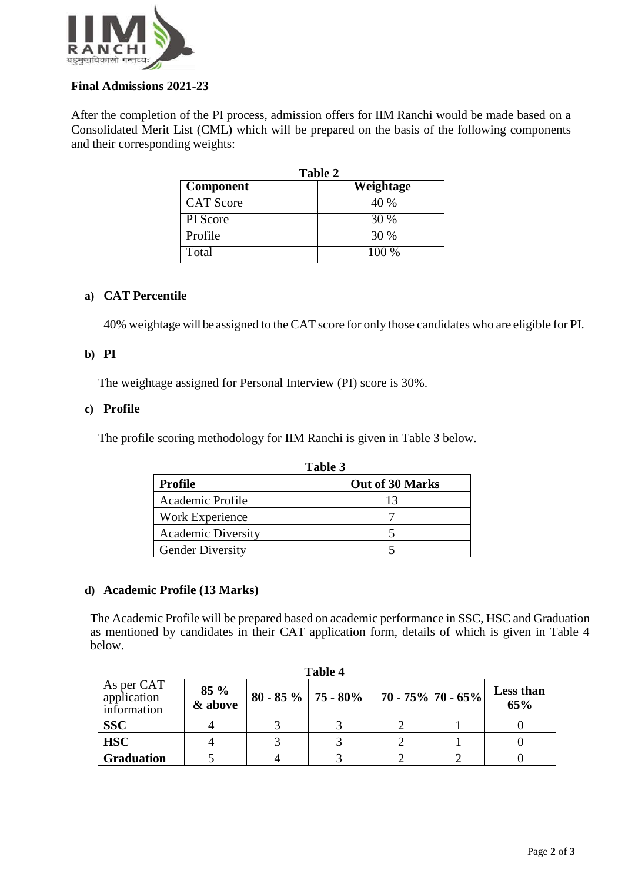**Final Admissions 2021-23**

After the completion of the PI process, admission offers for IIM Ranchi would be made based on a Consolidated Merit List (CML) which will be prepared on the basis of the following components and their corresponding weights:

**Table 2**

| Component | Weightage |
|---|---|
| CAT Score | 40 % |
| PI Score | 30 % |
| Profile | 30 % |
| Total | 100 % |

**a) CAT Percentile**

40% weightage will be assigned to the CAT score for only those candidates who are eligible for PI.

**b) PI**

The weightage assigned for Personal Interview (PI) score is 30%.

**c) Profile**

The profile scoring methodology for IIM Ranchi is given in Table 3 below.

**Table 3**

| Profile | Out of 30 Marks |
|---|---|
| Academic Profile | 13 |
| Work Experience | 7 |
| Academic Diversity | 5 |
| Gender Diversity | 5 |

**d) Academic Profile (13 Marks)**

The Academic Profile will be prepared based on academic performance in SSC, HSC and Graduation as mentioned by candidates in their CAT application form, details of which is given in Table 4 below.

**Table 4**

| As per CAT application information | 85 % & above | 80 - 85 % | 75 - 80% | 70 - 75% | 70 - 65% | Less than 65% |
|---|---|---|---|---|---|---|
| **SSC** | 4 | 3 | 3 | 2 | 1 | 0 |
| **HSC** | 4 | 3 | 3 | 2 | 1 | 0 |
| **Graduation** | 5 | 4 | 3 | 2 | 2 | 0 |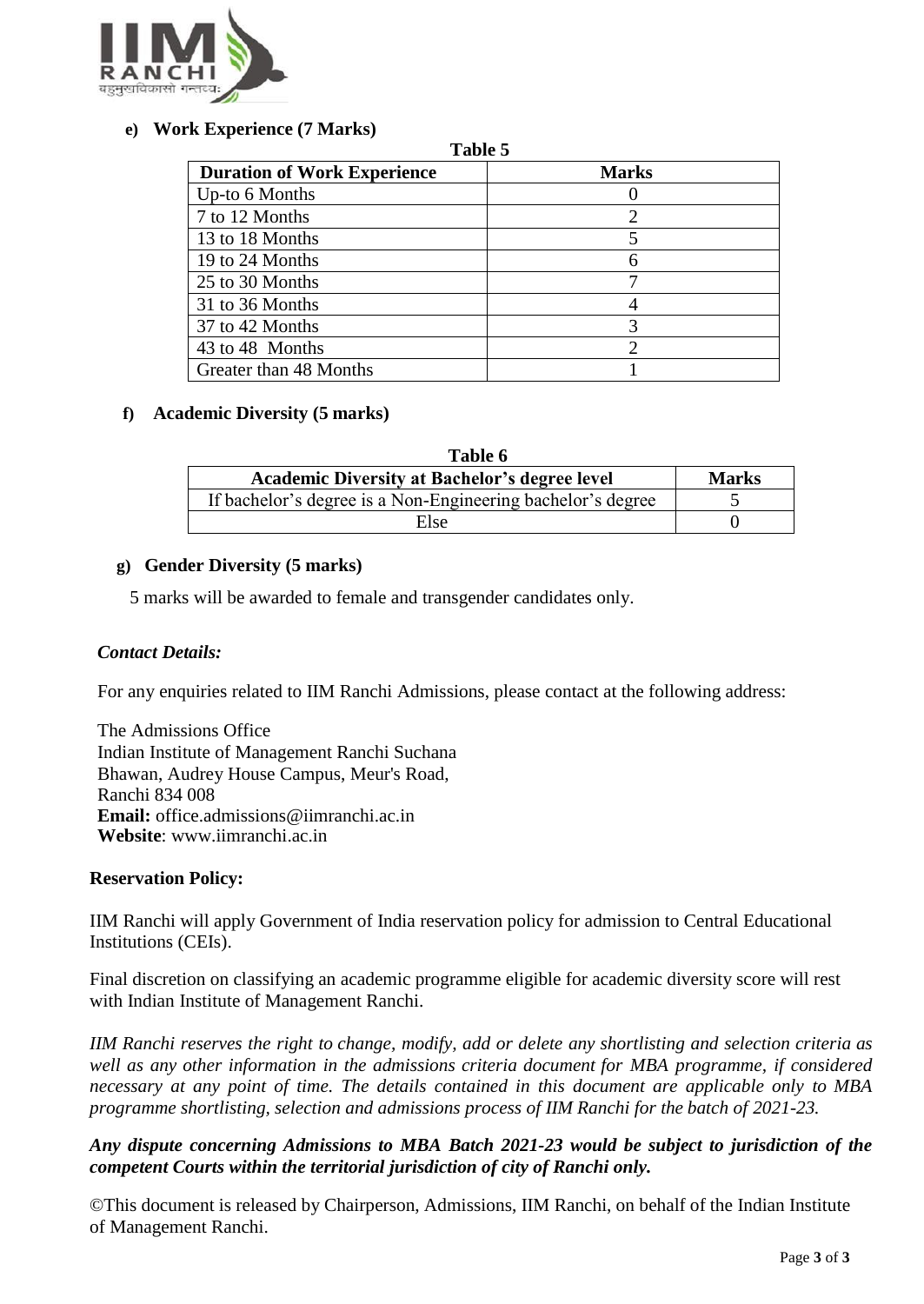**e) Work Experience (7 Marks)**

**Table 5**

| Duration of Work Experience | Marks |
|---|---|
| Up-to 6 Months | 0 |
| 7 to 12 Months | 2 |
| 13 to 18 Months | 5 |
| 19 to 24 Months | 6 |
| 25 to 30 Months | 7 |
| 31 to 36 Months | 4 |
| 37 to 42 Months | 3 |
| 43 to 48 Months | 2 |
| Greater than 48 Months | 1 |

**f) Academic Diversity (5 marks)**

**Table 6**

| Academic Diversity at Bachelor's degree level | Marks |
|---|---|
| If bachelor's degree is a Non-Engineering bachelor's degree | 5 |
| Else | 0 |

**g) Gender Diversity (5 marks)**

5 marks will be awarded to female and transgender candidates only.

***Contact Details:***

For any enquiries related to IIM Ranchi Admissions, please contact at the following address:

The Admissions Office
Indian Institute of Management Ranchi Suchana
Bhawan, Audrey House Campus, Meur's Road,
Ranchi 834 008
**Email:** office.admissions@iimranchi.ac.in
**Website**: www.iimranchi.ac.in

**Reservation Policy:**

IIM Ranchi will apply Government of India reservation policy for admission to Central Educational Institutions (CEIs).

Final discretion on classifying an academic programme eligible for academic diversity score will rest with Indian Institute of Management Ranchi.

*IIM Ranchi reserves the right to change, modify, add or delete any shortlisting and selection criteria as well as any other information in the admissions criteria document for MBA programme, if considered necessary at any point of time. The details contained in this document are applicable only to MBA programme shortlisting, selection and admissions process of IIM Ranchi for the batch of 2021-23.*

***Any dispute concerning Admissions to MBA Batch 2021-23 would be subject to jurisdiction of the competent Courts within the territorial jurisdiction of city of Ranchi only.***

©This document is released by Chairperson, Admissions, IIM Ranchi, on behalf of the Indian Institute of Management Ranchi.